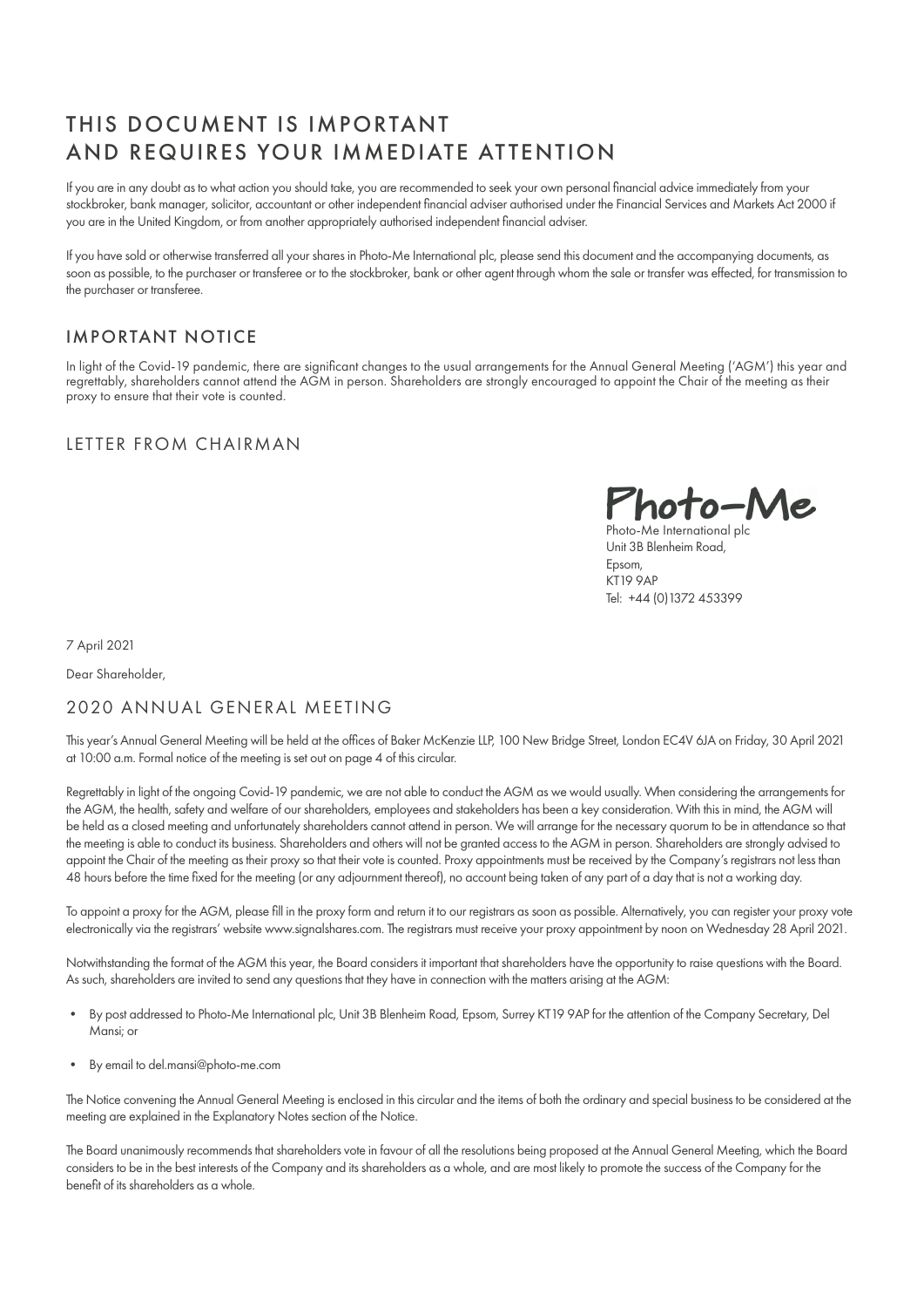# THIS DOCUMENT IS IMPORTANT AND REQUIRES YOUR IMMEDIATE ATTENTION

If you are in any doubt as to what action you should take, you are recommended to seek your own personal financial advice immediately from your stockbroker, bank manager, solicitor, accountant or other independent financial adviser authorised under the Financial Services and Markets Act 2000 if you are in the United Kingdom, or from another appropriately authorised independent financial adviser.

If you have sold or otherwise transferred all your shares in Photo-Me International plc, please send this document and the accompanying documents, as soon as possible, to the purchaser or transferee or to the stockbroker, bank or other agent through whom the sale or transfer was effected, for transmission to the purchaser or transferee.

## IMPORTANT NOTICE

In light of the Covid-19 pandemic, there are significant changes to the usual arrangements for the Annual General Meeting ('AGM') this year and regrettably, shareholders cannot attend the AGM in person. Shareholders are strongly encouraged to appoint the Chair of the meeting as their proxy to ensure that their vote is counted.

## LETTER FROM CHAIRMAN

Photo-Me

Photo-Me International plc
Unit 3B Blenheim Road,
Epsom,
KT19 9AP
Tel: +44 (0)1372 453399

7 April 2021

Dear Shareholder,

## 2020 ANNUAL GENERAL MEETING

This year's Annual General Meeting will be held at the offices of Baker McKenzie LLP, 100 New Bridge Street, London EC4V 6JA on Friday, 30 April 2021 at 10:00 a.m. Formal notice of the meeting is set out on page 4 of this circular.

Regrettably in light of the ongoing Covid-19 pandemic, we are not able to conduct the AGM as we would usually. When considering the arrangements for the AGM, the health, safety and welfare of our shareholders, employees and stakeholders has been a key consideration. With this in mind, the AGM will be held as a closed meeting and unfortunately shareholders cannot attend in person. We will arrange for the necessary quorum to be in attendance so that the meeting is able to conduct its business. Shareholders and others will not be granted access to the AGM in person. Shareholders are strongly advised to appoint the Chair of the meeting as their proxy so that their vote is counted. Proxy appointments must be received by the Company's registrars not less than 48 hours before the time fixed for the meeting (or any adjournment thereof), no account being taken of any part of a day that is not a working day.

To appoint a proxy for the AGM, please fill in the proxy form and return it to our registrars as soon as possible. Alternatively, you can register your proxy vote electronically via the registrars' website www.signalshares.com. The registrars must receive your proxy appointment by noon on Wednesday 28 April 2021.

Notwithstanding the format of the AGM this year, the Board considers it important that shareholders have the opportunity to raise questions with the Board. As such, shareholders are invited to send any questions that they have in connection with the matters arising at the AGM:

- By post addressed to Photo-Me International plc, Unit 3B Blenheim Road, Epsom, Surrey KT19 9AP for the attention of the Company Secretary, Del Mansi; or
- By email to del.mansi@photo-me.com

The Notice convening the Annual General Meeting is enclosed in this circular and the items of both the ordinary and special business to be considered at the meeting are explained in the Explanatory Notes section of the Notice.

The Board unanimously recommends that shareholders vote in favour of all the resolutions being proposed at the Annual General Meeting, which the Board considers to be in the best interests of the Company and its shareholders as a whole, and are most likely to promote the success of the Company for the benefit of its shareholders as a whole.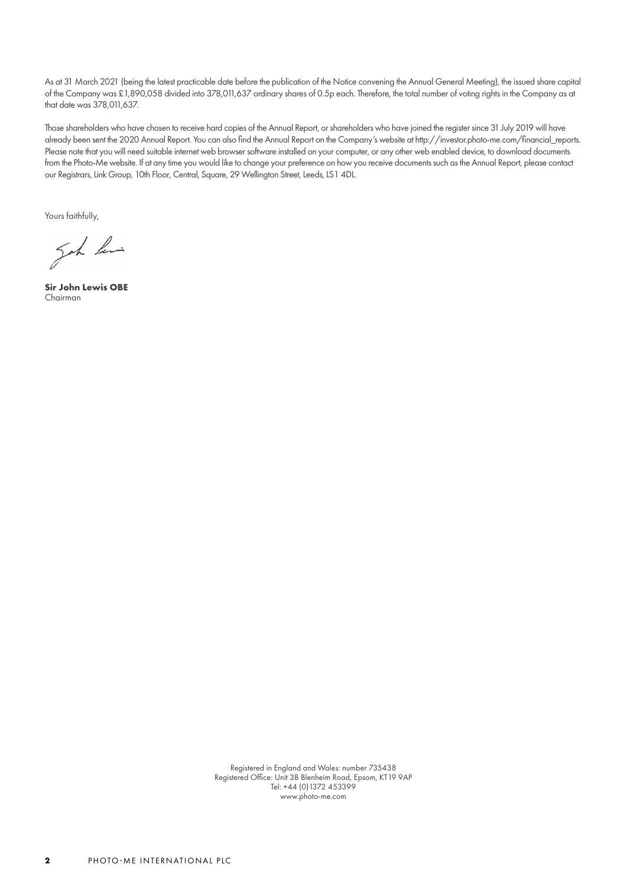As at 31 March 2021 (being the latest practicable date before the publication of the Notice convening the Annual General Meeting), the issued share capital of the Company was £1,890,058 divided into 378,011,637 ordinary shares of 0.5p each. Therefore, the total number of voting rights in the Company as at that date was 378,011,637.

Those shareholders who have chosen to receive hard copies of the Annual Report, or shareholders who have joined the register since 31 July 2019 will have already been sent the 2020 Annual Report. You can also find the Annual Report on the Company's website at http://investor.photo-me.com/financial_reports. Please note that you will need suitable internet web browser software installed on your computer, or any other web enabled device, to download documents from the Photo-Me website. If at any time you would like to change your preference on how you receive documents such as the Annual Report, please contact our Registrars, Link Group, 10th Floor, Central, Square, 29 Wellington Street, Leeds, LS1 4DL.

Yours faithfully,

**Sir John Lewis OBE**
Chairman

Registered in England and Wales: number 735438
Registered Office: Unit 3B Blenheim Road, Epsom, KT19 9AP
Tel: +44 (0)1372 453399
www.photo-me.com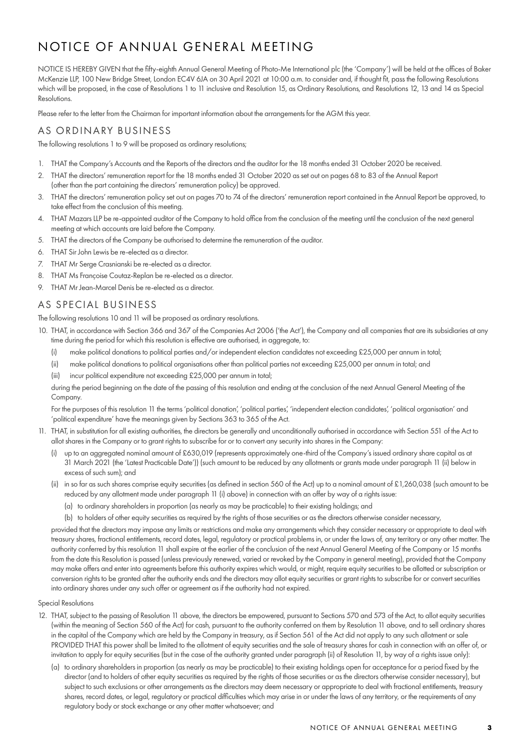# NOTICE OF ANNUAL GENERAL MEETING

NOTICE IS HEREBY GIVEN that the fifty-eighth Annual General Meeting of Photo-Me International plc (the 'Company') will be held at the offices of Baker McKenzie LLP, 100 New Bridge Street, London EC4V 6JA on 30 April 2021 at 10:00 a.m. to consider and, if thought fit, pass the following Resolutions which will be proposed, in the case of Resolutions 1 to 11 inclusive and Resolution 15, as Ordinary Resolutions, and Resolutions 12, 13 and 14 as Special Resolutions.

Please refer to the letter from the Chairman for important information about the arrangements for the AGM this year.

## AS ORDINARY BUSINESS

The following resolutions 1 to 9 will be proposed as ordinary resolutions;

1. THAT the Company's Accounts and the Reports of the directors and the auditor for the 18 months ended 31 October 2020 be received.
2. THAT the directors' remuneration report for the 18 months ended 31 October 2020 as set out on pages 68 to 83 of the Annual Report (other than the part containing the directors' remuneration policy) be approved.
3. THAT the directors' remuneration policy set out on pages 70 to 74 of the directors' remuneration report contained in the Annual Report be approved, to take effect from the conclusion of this meeting.
4. THAT Mazars LLP be re-appointed auditor of the Company to hold office from the conclusion of the meeting until the conclusion of the next general meeting at which accounts are laid before the Company.
5. THAT the directors of the Company be authorised to determine the remuneration of the auditor.
6. THAT Sir John Lewis be re-elected as a director.
7. THAT Mr Serge Crasnianski be re-elected as a director.
8. THAT Ms Françoise Coutaz-Replan be re-elected as a director.
9. THAT Mr Jean-Marcel Denis be re-elected as a director.

## AS SPECIAL BUSINESS

The following resolutions 10 and 11 will be proposed as ordinary resolutions.

10. THAT, in accordance with Section 366 and 367 of the Companies Act 2006 ('the Act'), the Company and all companies that are its subsidiaries at any time during the period for which this resolution is effective are authorised, in aggregate, to:
    - (i) make political donations to political parties and/or independent election candidates not exceeding £25,000 per annum in total;
    - (ii) make political donations to political organisations other than political parties not exceeding £25,000 per annum in total; and
    - (iii) incur political expenditure not exceeding £25,000 per annum in total;

    during the period beginning on the date of the passing of this resolution and ending at the conclusion of the next Annual General Meeting of the Company.

    For the purposes of this resolution 11 the terms 'political donation', 'political parties', 'independent election candidates', 'political organisation' and 'political expenditure' have the meanings given by Sections 363 to 365 of the Act.

11. THAT, in substitution for all existing authorities, the directors be generally and unconditionally authorised in accordance with Section 551 of the Act to allot shares in the Company or to grant rights to subscribe for or to convert any security into shares in the Company:
    - (i) up to an aggregated nominal amount of £630,019 (represents approximately one-third of the Company's issued ordinary share capital as at 31 March 2021 (the 'Latest Practicable Date')) (such amount to be reduced by any allotments or grants made under paragraph 11 (ii) below in excess of such sum); and
    - (ii) in so far as such shares comprise equity securities (as defined in section 560 of the Act) up to a nominal amount of £1,260,038 (such amount to be reduced by any allotment made under paragraph 11 (i) above) in connection with an offer by way of a rights issue:
        - (a) to ordinary shareholders in proportion (as nearly as may be practicable) to their existing holdings; and
        - (b) to holders of other equity securities as required by the rights of those securities or as the directors otherwise consider necessary,

    provided that the directors may impose any limits or restrictions and make any arrangements which they consider necessary or appropriate to deal with treasury shares, fractional entitlements, record dates, legal, regulatory or practical problems in, or under the laws of, any territory or any other matter. The authority conferred by this resolution 11 shall expire at the earlier of the conclusion of the next Annual General Meeting of the Company or 15 months from the date this Resolution is passed (unless previously renewed, varied or revoked by the Company in general meeting), provided that the Company may make offers and enter into agreements before this authority expires which would, or might, require equity securities to be allotted or subscription or conversion rights to be granted after the authority ends and the directors may allot equity securities or grant rights to subscribe for or convert securities into ordinary shares under any such offer or agreement as if the authority had not expired.

Special Resolutions

12. THAT, subject to the passing of Resolution 11 above, the directors be empowered, pursuant to Sections 570 and 573 of the Act, to allot equity securities (within the meaning of Section 560 of the Act) for cash, pursuant to the authority conferred on them by Resolution 11 above, and to sell ordinary shares in the capital of the Company which are held by the Company in treasury, as if Section 561 of the Act did not apply to any such allotment or sale PROVIDED THAT this power shall be limited to the allotment of equity securities and the sale of treasury shares for cash in connection with an offer of, or invitation to apply for equity securities (but in the case of the authority granted under paragraph (ii) of Resolution 11, by way of a rights issue only):
    - (a) to ordinary shareholders in proportion (as nearly as may be practicable) to their existing holdings open for acceptance for a period fixed by the director (and to holders of other equity securities as required by the rights of those securities or as the directors otherwise consider necessary), but subject to such exclusions or other arrangements as the directors may deem necessary or appropriate to deal with fractional entitlements, treasury shares, record dates, or legal, regulatory or practical difficulties which may arise in or under the laws of any territory, or the requirements of any regulatory body or stock exchange or any other matter whatsoever; and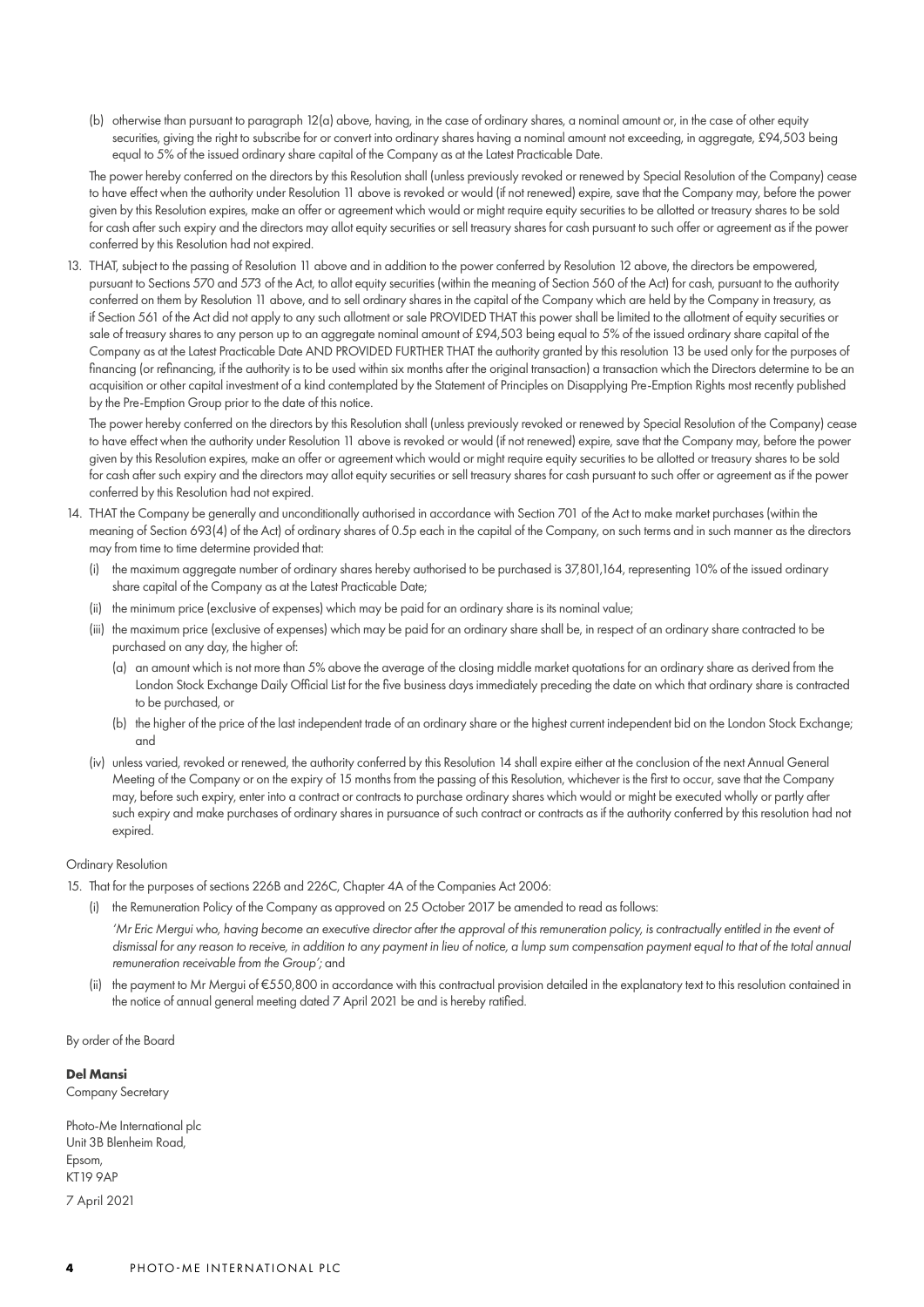(b) otherwise than pursuant to paragraph 12(a) above, having, in the case of ordinary shares, a nominal amount or, in the case of other equity securities, giving the right to subscribe for or convert into ordinary shares having a nominal amount not exceeding, in aggregate, £94,503 being equal to 5% of the issued ordinary share capital of the Company as at the Latest Practicable Date.

The power hereby conferred on the directors by this Resolution shall (unless previously revoked or renewed by Special Resolution of the Company) cease to have effect when the authority under Resolution 11 above is revoked or would (if not renewed) expire, save that the Company may, before the power given by this Resolution expires, make an offer or agreement which would or might require equity securities to be allotted or treasury shares to be sold for cash after such expiry and the directors may allot equity securities or sell treasury shares for cash pursuant to such offer or agreement as if the power conferred by this Resolution had not expired.

13. THAT, subject to the passing of Resolution 11 above and in addition to the power conferred by Resolution 12 above, the directors be empowered, pursuant to Sections 570 and 573 of the Act, to allot equity securities (within the meaning of Section 560 of the Act) for cash, pursuant to the authority conferred on them by Resolution 11 above, and to sell ordinary shares in the capital of the Company which are held by the Company in treasury, as if Section 561 of the Act did not apply to any such allotment or sale PROVIDED THAT this power shall be limited to the allotment of equity securities or sale of treasury shares to any person up to an aggregate nominal amount of £94,503 being equal to 5% of the issued ordinary share capital of the Company as at the Latest Practicable Date AND PROVIDED FURTHER THAT the authority granted by this resolution 13 be used only for the purposes of financing (or refinancing, if the authority is to be used within six months after the original transaction) a transaction which the Directors determine to be an acquisition or other capital investment of a kind contemplated by the Statement of Principles on Disapplying Pre-Emption Rights most recently published by the Pre-Emption Group prior to the date of this notice.

    The power hereby conferred on the directors by this Resolution shall (unless previously revoked or renewed by Special Resolution of the Company) cease to have effect when the authority under Resolution 11 above is revoked or would (if not renewed) expire, save that the Company may, before the power given by this Resolution expires, make an offer or agreement which would or might require equity securities to be allotted or treasury shares to be sold for cash after such expiry and the directors may allot equity securities or sell treasury shares for cash pursuant to such offer or agreement as if the power conferred by this Resolution had not expired.

14. THAT the Company be generally and unconditionally authorised in accordance with Section 701 of the Act to make market purchases (within the meaning of Section 693(4) of the Act) of ordinary shares of 0.5p each in the capital of the Company, on such terms and in such manner as the directors may from time to time determine provided that:
    - (i) the maximum aggregate number of ordinary shares hereby authorised to be purchased is 37,801,164, representing 10% of the issued ordinary share capital of the Company as at the Latest Practicable Date;
    - (ii) the minimum price (exclusive of expenses) which may be paid for an ordinary share is its nominal value;
    - (iii) the maximum price (exclusive of expenses) which may be paid for an ordinary share shall be, in respect of an ordinary share contracted to be purchased on any day, the higher of:
        - (a) an amount which is not more than 5% above the average of the closing middle market quotations for an ordinary share as derived from the London Stock Exchange Daily Official List for the five business days immediately preceding the date on which that ordinary share is contracted to be purchased, or
        - (b) the higher of the price of the last independent trade of an ordinary share or the highest current independent bid on the London Stock Exchange; and
    - (iv) unless varied, revoked or renewed, the authority conferred by this Resolution 14 shall expire either at the conclusion of the next Annual General Meeting of the Company or on the expiry of 15 months from the passing of this Resolution, whichever is the first to occur, save that the Company may, before such expiry, enter into a contract or contracts to purchase ordinary shares which would or might be executed wholly or partly after such expiry and make purchases of ordinary shares in pursuance of such contract or contracts as if the authority conferred by this resolution had not expired.

Ordinary Resolution

15. That for the purposes of sections 226B and 226C, Chapter 4A of the Companies Act 2006:
    - (i) the Remuneration Policy of the Company as approved on 25 October 2017 be amended to read as follows:

      *'Mr Eric Mergui who, having become an executive director after the approval of this remuneration policy, is contractually entitled in the event of dismissal for any reason to receive, in addition to any payment in lieu of notice, a lump sum compensation payment equal to that of the total annual remuneration receivable from the Group';* and
    - (ii) the payment to Mr Mergui of €550,800 in accordance with this contractual provision detailed in the explanatory text to this resolution contained in the notice of annual general meeting dated 7 April 2021 be and is hereby ratified.

By order of the Board

**Del Mansi**
Company Secretary

Photo-Me International plc
Unit 3B Blenheim Road,
Epsom,
KT19 9AP

7 April 2021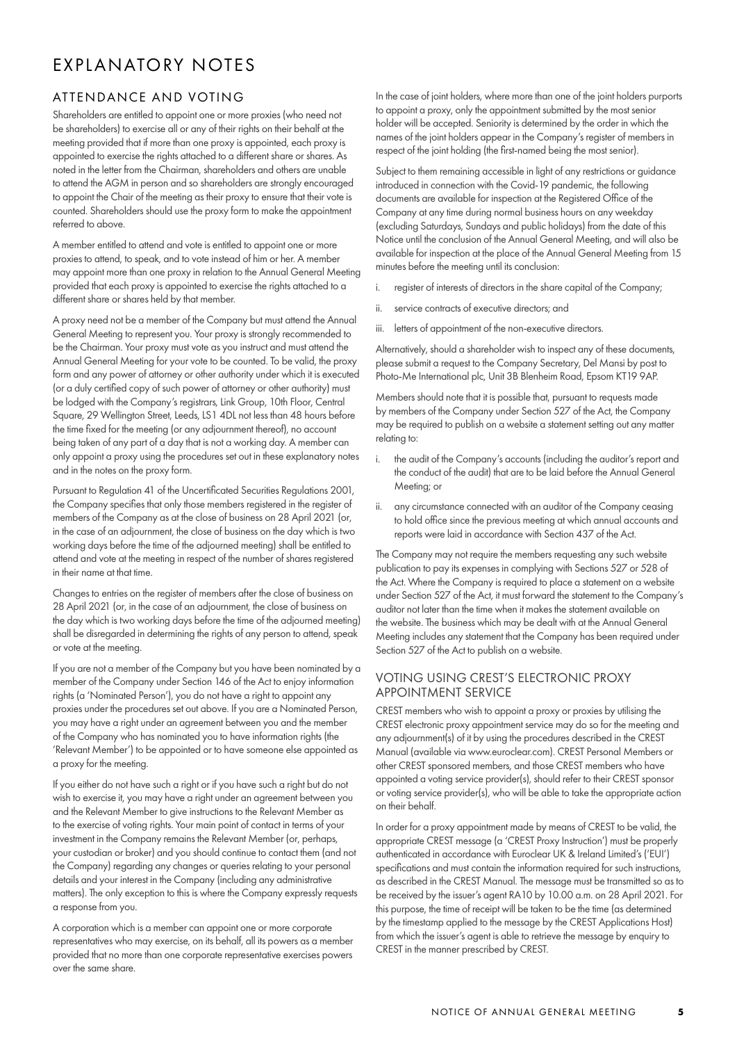# EXPLANATORY NOTES

## ATTENDANCE AND VOTING

Shareholders are entitled to appoint one or more proxies (who need not be shareholders) to exercise all or any of their rights on their behalf at the meeting provided that if more than one proxy is appointed, each proxy is appointed to exercise the rights attached to a different share or shares. As noted in the letter from the Chairman, shareholders and others are unable to attend the AGM in person and so shareholders are strongly encouraged to appoint the Chair of the meeting as their proxy to ensure that their vote is counted. Shareholders should use the proxy form to make the appointment referred to above.

A member entitled to attend and vote is entitled to appoint one or more proxies to attend, to speak, and to vote instead of him or her. A member may appoint more than one proxy in relation to the Annual General Meeting provided that each proxy is appointed to exercise the rights attached to a different share or shares held by that member.

A proxy need not be a member of the Company but must attend the Annual General Meeting to represent you. Your proxy is strongly recommended to be the Chairman. Your proxy must vote as you instruct and must attend the Annual General Meeting for your vote to be counted. To be valid, the proxy form and any power of attorney or other authority under which it is executed (or a duly certified copy of such power of attorney or other authority) must be lodged with the Company's registrars, Link Group, 10th Floor, Central Square, 29 Wellington Street, Leeds, LS1 4DL not less than 48 hours before the time fixed for the meeting (or any adjournment thereof), no account being taken of any part of a day that is not a working day. A member can only appoint a proxy using the procedures set out in these explanatory notes and in the notes on the proxy form.

Pursuant to Regulation 41 of the Uncertificated Securities Regulations 2001, the Company specifies that only those members registered in the register of members of the Company as at the close of business on 28 April 2021 (or, in the case of an adjournment, the close of business on the day which is two working days before the time of the adjourned meeting) shall be entitled to attend and vote at the meeting in respect of the number of shares registered in their name at that time.

Changes to entries on the register of members after the close of business on 28 April 2021 (or, in the case of an adjournment, the close of business on the day which is two working days before the time of the adjourned meeting) shall be disregarded in determining the rights of any person to attend, speak or vote at the meeting.

If you are not a member of the Company but you have been nominated by a member of the Company under Section 146 of the Act to enjoy information rights (a 'Nominated Person'), you do not have a right to appoint any proxies under the procedures set out above. If you are a Nominated Person, you may have a right under an agreement between you and the member of the Company who has nominated you to have information rights (the 'Relevant Member') to be appointed or to have someone else appointed as a proxy for the meeting.

If you either do not have such a right or if you have such a right but do not wish to exercise it, you may have a right under an agreement between you and the Relevant Member to give instructions to the Relevant Member as to the exercise of voting rights. Your main point of contact in terms of your investment in the Company remains the Relevant Member (or, perhaps, your custodian or broker) and you should continue to contact them (and not the Company) regarding any changes or queries relating to your personal details and your interest in the Company (including any administrative matters). The only exception to this is where the Company expressly requests a response from you.

A corporation which is a member can appoint one or more corporate representatives who may exercise, on its behalf, all its powers as a member provided that no more than one corporate representative exercises powers over the same share.

In the case of joint holders, where more than one of the joint holders purports to appoint a proxy, only the appointment submitted by the most senior holder will be accepted. Seniority is determined by the order in which the names of the joint holders appear in the Company's register of members in respect of the joint holding (the first-named being the most senior).

Subject to them remaining accessible in light of any restrictions or guidance introduced in connection with the Covid-19 pandemic, the following documents are available for inspection at the Registered Office of the Company at any time during normal business hours on any weekday (excluding Saturdays, Sundays and public holidays) from the date of this Notice until the conclusion of the Annual General Meeting, and will also be available for inspection at the place of the Annual General Meeting from 15 minutes before the meeting until its conclusion:

i. register of interests of directors in the share capital of the Company;

ii. service contracts of executive directors; and

iii. letters of appointment of the non-executive directors.

Alternatively, should a shareholder wish to inspect any of these documents, please submit a request to the Company Secretary, Del Mansi by post to Photo-Me International plc, Unit 3B Blenheim Road, Epsom KT19 9AP.

Members should note that it is possible that, pursuant to requests made by members of the Company under Section 527 of the Act, the Company may be required to publish on a website a statement setting out any matter relating to:

i. the audit of the Company's accounts (including the auditor's report and the conduct of the audit) that are to be laid before the Annual General Meeting; or

ii. any circumstance connected with an auditor of the Company ceasing to hold office since the previous meeting at which annual accounts and reports were laid in accordance with Section 437 of the Act.

The Company may not require the members requesting any such website publication to pay its expenses in complying with Sections 527 or 528 of the Act. Where the Company is required to place a statement on a website under Section 527 of the Act, it must forward the statement to the Company's auditor not later than the time when it makes the statement available on the website. The business which may be dealt with at the Annual General Meeting includes any statement that the Company has been required under Section 527 of the Act to publish on a website.

## VOTING USING CREST'S ELECTRONIC PROXY APPOINTMENT SERVICE

CREST members who wish to appoint a proxy or proxies by utilising the CREST electronic proxy appointment service may do so for the meeting and any adjournment(s) of it by using the procedures described in the CREST Manual (available via www.euroclear.com). CREST Personal Members or other CREST sponsored members, and those CREST members who have appointed a voting service provider(s), should refer to their CREST sponsor or voting service provider(s), who will be able to take the appropriate action on their behalf.

In order for a proxy appointment made by means of CREST to be valid, the appropriate CREST message (a 'CREST Proxy Instruction') must be properly authenticated in accordance with Euroclear UK & Ireland Limited's ('EUI') specifications and must contain the information required for such instructions, as described in the CREST Manual. The message must be transmitted so as to be received by the issuer's agent RA10 by 10.00 a.m. on 28 April 2021. For this purpose, the time of receipt will be taken to be the time (as determined by the timestamp applied to the message by the CREST Applications Host) from which the issuer's agent is able to retrieve the message by enquiry to CREST in the manner prescribed by CREST.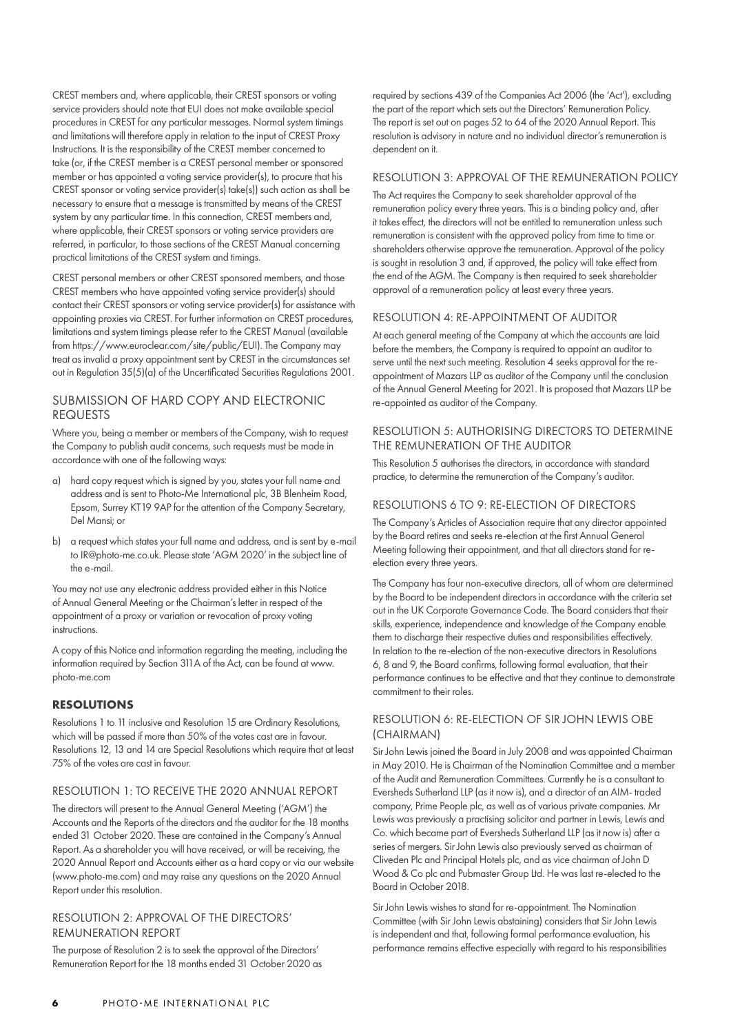CREST members and, where applicable, their CREST sponsors or voting service providers should note that EUI does not make available special procedures in CREST for any particular messages. Normal system timings and limitations will therefore apply in relation to the input of CREST Proxy Instructions. It is the responsibility of the CREST member concerned to take (or, if the CREST member is a CREST personal member or sponsored member or has appointed a voting service provider(s), to procure that his CREST sponsor or voting service provider(s) take(s)) such action as shall be necessary to ensure that a message is transmitted by means of the CREST system by any particular time. In this connection, CREST members and, where applicable, their CREST sponsors or voting service providers are referred, in particular, to those sections of the CREST Manual concerning practical limitations of the CREST system and timings.

CREST personal members or other CREST sponsored members, and those CREST members who have appointed voting service provider(s) should contact their CREST sponsors or voting service provider(s) for assistance with appointing proxies via CREST. For further information on CREST procedures, limitations and system timings please refer to the CREST Manual (available from https://www.euroclear.com/site/public/EUI). The Company may treat as invalid a proxy appointment sent by CREST in the circumstances set out in Regulation 35(5)(a) of the Uncertificated Securities Regulations 2001.

## SUBMISSION OF HARD COPY AND ELECTRONIC REQUESTS

Where you, being a member or members of the Company, wish to request the Company to publish audit concerns, such requests must be made in accordance with one of the following ways:

a) hard copy request which is signed by you, states your full name and address and is sent to Photo-Me International plc, 3B Blenheim Road, Epsom, Surrey KT19 9AP for the attention of the Company Secretary, Del Mansi; or

b) a request which states your full name and address, and is sent by e-mail to IR@photo-me.co.uk. Please state 'AGM 2020' in the subject line of the e-mail.

You may not use any electronic address provided either in this Notice of Annual General Meeting or the Chairman's letter in respect of the appointment of a proxy or variation or revocation of proxy voting instructions.

A copy of this Notice and information regarding the meeting, including the information required by Section 311A of the Act, can be found at www.photo-me.com

## RESOLUTIONS

Resolutions 1 to 11 inclusive and Resolution 15 are Ordinary Resolutions, which will be passed if more than 50% of the votes cast are in favour. Resolutions 12, 13 and 14 are Special Resolutions which require that at least 75% of the votes are cast in favour.

### RESOLUTION 1: TO RECEIVE THE 2020 ANNUAL REPORT

The directors will present to the Annual General Meeting ('AGM') the Accounts and the Reports of the directors and the auditor for the 18 months ended 31 October 2020. These are contained in the Company's Annual Report. As a shareholder you will have received, or will be receiving, the 2020 Annual Report and Accounts either as a hard copy or via our website (www.photo-me.com) and may raise any questions on the 2020 Annual Report under this resolution.

### RESOLUTION 2: APPROVAL OF THE DIRECTORS' REMUNERATION REPORT

The purpose of Resolution 2 is to seek the approval of the Directors' Remuneration Report for the 18 months ended 31 October 2020 as required by sections 439 of the Companies Act 2006 (the 'Act'), excluding the part of the report which sets out the Directors' Remuneration Policy. The report is set out on pages 52 to 64 of the 2020 Annual Report. This resolution is advisory in nature and no individual director's remuneration is dependent on it.

### RESOLUTION 3: APPROVAL OF THE REMUNERATION POLICY

The Act requires the Company to seek shareholder approval of the remuneration policy every three years. This is a binding policy and, after it takes effect, the directors will not be entitled to remuneration unless such remuneration is consistent with the approved policy from time to time or shareholders otherwise approve the remuneration. Approval of the policy is sought in resolution 3 and, if approved, the policy will take effect from the end of the AGM. The Company is then required to seek shareholder approval of a remuneration policy at least every three years.

### RESOLUTION 4: RE-APPOINTMENT OF AUDITOR

At each general meeting of the Company at which the accounts are laid before the members, the Company is required to appoint an auditor to serve until the next such meeting. Resolution 4 seeks approval for the re-appointment of Mazars LLP as auditor of the Company until the conclusion of the Annual General Meeting for 2021. It is proposed that Mazars LLP be re-appointed as auditor of the Company.

### RESOLUTION 5: AUTHORISING DIRECTORS TO DETERMINE THE REMUNERATION OF THE AUDITOR

This Resolution 5 authorises the directors, in accordance with standard practice, to determine the remuneration of the Company's auditor.

### RESOLUTIONS 6 TO 9: RE-ELECTION OF DIRECTORS

The Company's Articles of Association require that any director appointed by the Board retires and seeks re-election at the first Annual General Meeting following their appointment, and that all directors stand for re-election every three years.

The Company has four non-executive directors, all of whom are determined by the Board to be independent directors in accordance with the criteria set out in the UK Corporate Governance Code. The Board considers that their skills, experience, independence and knowledge of the Company enable them to discharge their respective duties and responsibilities effectively. In relation to the re-election of the non-executive directors in Resolutions 6, 8 and 9, the Board confirms, following formal evaluation, that their performance continues to be effective and that they continue to demonstrate commitment to their roles.

### RESOLUTION 6: RE-ELECTION OF SIR JOHN LEWIS OBE (CHAIRMAN)

Sir John Lewis joined the Board in July 2008 and was appointed Chairman in May 2010. He is Chairman of the Nomination Committee and a member of the Audit and Remuneration Committees. Currently he is a consultant to Eversheds Sutherland LLP (as it now is), and a director of an AIM- traded company, Prime People plc, as well as of various private companies. Mr Lewis was previously a practising solicitor and partner in Lewis, Lewis and Co. which became part of Eversheds Sutherland LLP (as it now is) after a series of mergers. Sir John Lewis also previously served as chairman of Cliveden Plc and Principal Hotels plc, and as vice chairman of John D Wood & Co plc and Pubmaster Group Ltd. He was last re-elected to the Board in October 2018.

Sir John Lewis wishes to stand for re-appointment. The Nomination Committee (with Sir John Lewis abstaining) considers that Sir John Lewis is independent and that, following formal performance evaluation, his performance remains effective especially with regard to his responsibilities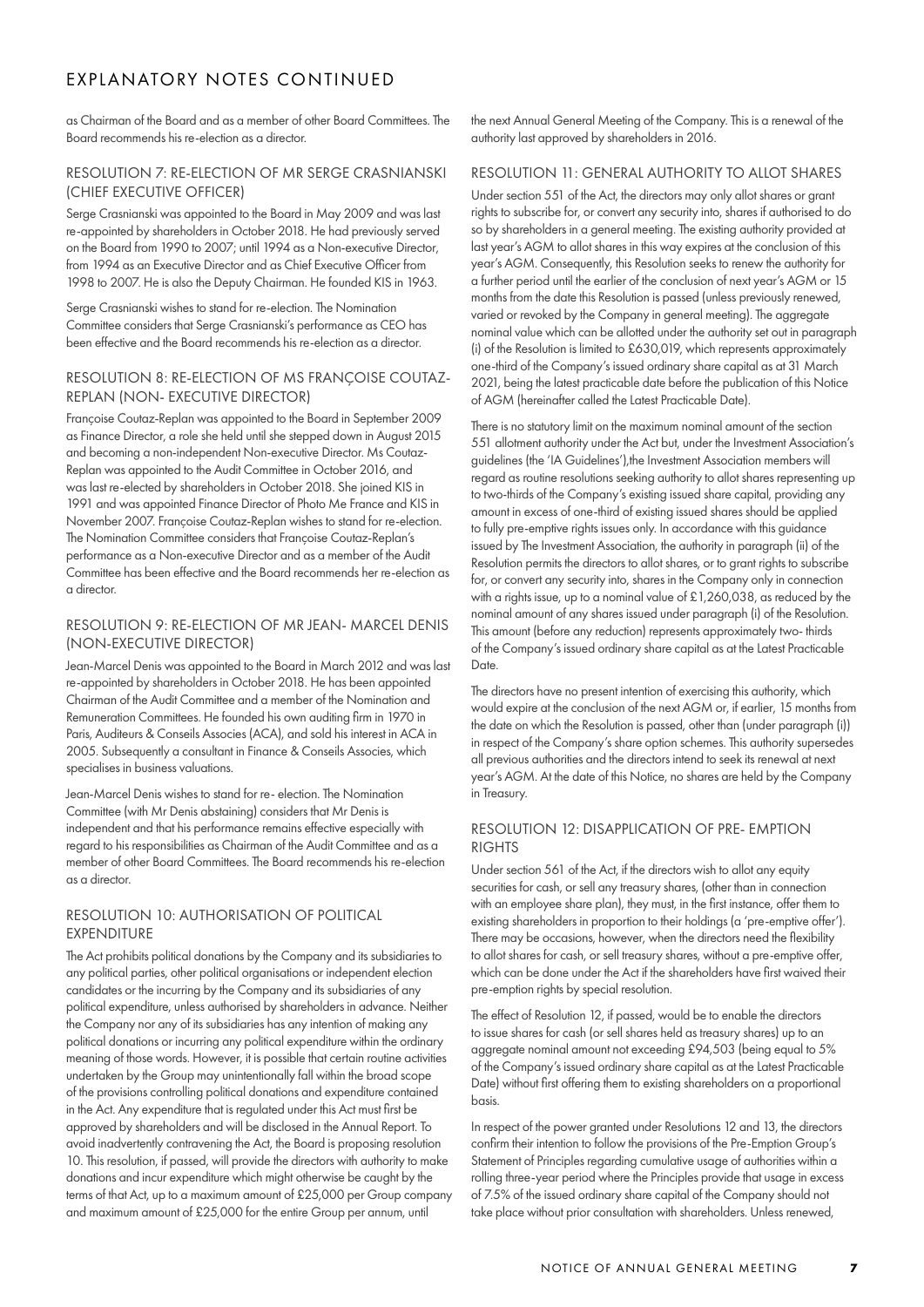# EXPLANATORY NOTES CONTINUED

as Chairman of the Board and as a member of other Board Committees. The Board recommends his re-election as a director.

## RESOLUTION 7: RE-ELECTION OF MR SERGE CRASNIANSKI (CHIEF EXECUTIVE OFFICER)

Serge Crasnianski was appointed to the Board in May 2009 and was last re-appointed by shareholders in October 2018. He had previously served on the Board from 1990 to 2007; until 1994 as a Non-executive Director, from 1994 as an Executive Director and as Chief Executive Officer from 1998 to 2007. He is also the Deputy Chairman. He founded KIS in 1963.

Serge Crasnianski wishes to stand for re-election. The Nomination Committee considers that Serge Crasnianski's performance as CEO has been effective and the Board recommends his re-election as a director.

## RESOLUTION 8: RE-ELECTION OF MS FRANÇOISE COUTAZ-REPLAN (NON- EXECUTIVE DIRECTOR)

Françoise Coutaz-Replan was appointed to the Board in September 2009 as Finance Director, a role she held until she stepped down in August 2015 and becoming a non-independent Non-executive Director. Ms Coutaz-Replan was appointed to the Audit Committee in October 2016, and was last re-elected by shareholders in October 2018. She joined KIS in 1991 and was appointed Finance Director of Photo Me France and KIS in November 2007. Françoise Coutaz-Replan wishes to stand for re-election. The Nomination Committee considers that Françoise Coutaz-Replan's performance as a Non-executive Director and as a member of the Audit Committee has been effective and the Board recommends her re-election as a director.

## RESOLUTION 9: RE-ELECTION OF MR JEAN- MARCEL DENIS (NON-EXECUTIVE DIRECTOR)

Jean-Marcel Denis was appointed to the Board in March 2012 and was last re-appointed by shareholders in October 2018. He has been appointed Chairman of the Audit Committee and a member of the Nomination and Remuneration Committees. He founded his own auditing firm in 1970 in Paris, Auditeurs & Conseils Associes (ACA), and sold his interest in ACA in 2005. Subsequently a consultant in Finance & Conseils Associes, which specialises in business valuations.

Jean-Marcel Denis wishes to stand for re- election. The Nomination Committee (with Mr Denis abstaining) considers that Mr Denis is independent and that his performance remains effective especially with regard to his responsibilities as Chairman of the Audit Committee and as a member of other Board Committees. The Board recommends his re-election as a director.

## RESOLUTION 10: AUTHORISATION OF POLITICAL EXPENDITURE

The Act prohibits political donations by the Company and its subsidiaries to any political parties, other political organisations or independent election candidates or the incurring by the Company and its subsidiaries of any political expenditure, unless authorised by shareholders in advance. Neither the Company nor any of its subsidiaries has any intention of making any political donations or incurring any political expenditure within the ordinary meaning of those words. However, it is possible that certain routine activities undertaken by the Group may unintentionally fall within the broad scope of the provisions controlling political donations and expenditure contained in the Act. Any expenditure that is regulated under this Act must first be approved by shareholders and will be disclosed in the Annual Report. To avoid inadvertently contravening the Act, the Board is proposing resolution 10. This resolution, if passed, will provide the directors with authority to make donations and incur expenditure which might otherwise be caught by the terms of that Act, up to a maximum amount of £25,000 per Group company and maximum amount of £25,000 for the entire Group per annum, until the next Annual General Meeting of the Company. This is a renewal of the authority last approved by shareholders in 2016.

## RESOLUTION 11: GENERAL AUTHORITY TO ALLOT SHARES

Under section 551 of the Act, the directors may only allot shares or grant rights to subscribe for, or convert any security into, shares if authorised to do so by shareholders in a general meeting. The existing authority provided at last year's AGM to allot shares in this way expires at the conclusion of this year's AGM. Consequently, this Resolution seeks to renew the authority for a further period until the earlier of the conclusion of next year's AGM or 15 months from the date this Resolution is passed (unless previously renewed, varied or revoked by the Company in general meeting). The aggregate nominal value which can be allotted under the authority set out in paragraph (i) of the Resolution is limited to £630,019, which represents approximately one-third of the Company's issued ordinary share capital as at 31 March 2021, being the latest practicable date before the publication of this Notice of AGM (hereinafter called the Latest Practicable Date).

There is no statutory limit on the maximum nominal amount of the section 551 allotment authority under the Act but, under the Investment Association's guidelines (the 'IA Guidelines'),the Investment Association members will regard as routine resolutions seeking authority to allot shares representing up to two-thirds of the Company's existing issued share capital, providing any amount in excess of one-third of existing issued shares should be applied to fully pre-emptive rights issues only. In accordance with this guidance issued by The Investment Association, the authority in paragraph (ii) of the Resolution permits the directors to allot shares, or to grant rights to subscribe for, or convert any security into, shares in the Company only in connection with a rights issue, up to a nominal value of £1,260,038, as reduced by the nominal amount of any shares issued under paragraph (i) of the Resolution. This amount (before any reduction) represents approximately two- thirds of the Company's issued ordinary share capital as at the Latest Practicable Date.

The directors have no present intention of exercising this authority, which would expire at the conclusion of the next AGM or, if earlier, 15 months from the date on which the Resolution is passed, other than (under paragraph (i)) in respect of the Company's share option schemes. This authority supersedes all previous authorities and the directors intend to seek its renewal at next year's AGM. At the date of this Notice, no shares are held by the Company in Treasury.

## RESOLUTION 12: DISAPPLICATION OF PRE- EMPTION RIGHTS

Under section 561 of the Act, if the directors wish to allot any equity securities for cash, or sell any treasury shares, (other than in connection with an employee share plan), they must, in the first instance, offer them to existing shareholders in proportion to their holdings (a 'pre-emptive offer'). There may be occasions, however, when the directors need the flexibility to allot shares for cash, or sell treasury shares, without a pre-emptive offer, which can be done under the Act if the shareholders have first waived their pre-emption rights by special resolution.

The effect of Resolution 12, if passed, would be to enable the directors to issue shares for cash (or sell shares held as treasury shares) up to an aggregate nominal amount not exceeding £94,503 (being equal to 5% of the Company's issued ordinary share capital as at the Latest Practicable Date) without first offering them to existing shareholders on a proportional basis.

In respect of the power granted under Resolutions 12 and 13, the directors confirm their intention to follow the provisions of the Pre-Emption Group's Statement of Principles regarding cumulative usage of authorities within a rolling three-year period where the Principles provide that usage in excess of 7.5% of the issued ordinary share capital of the Company should not take place without prior consultation with shareholders. Unless renewed,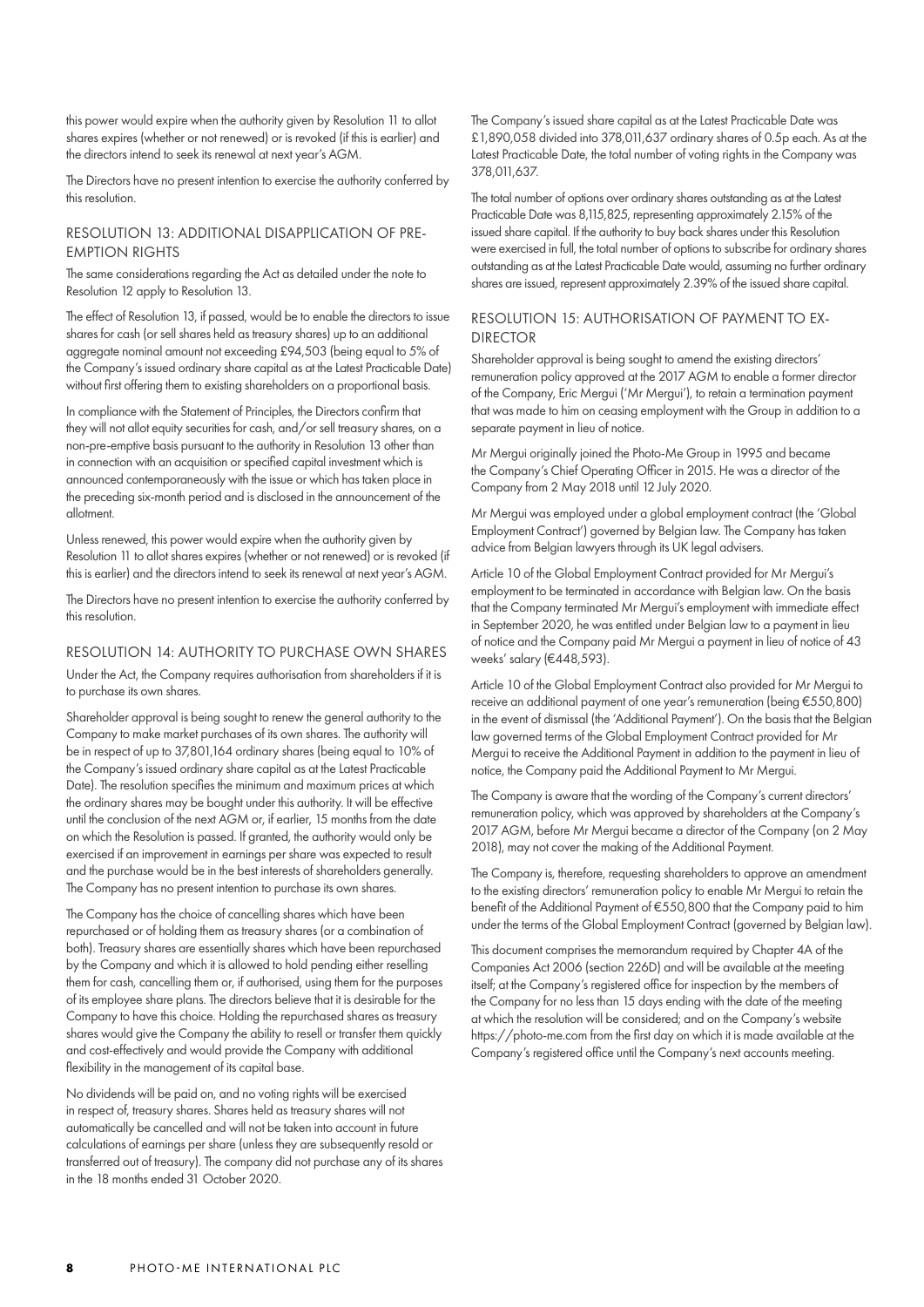this power would expire when the authority given by Resolution 11 to allot shares expires (whether or not renewed) or is revoked (if this is earlier) and the directors intend to seek its renewal at next year's AGM.

The Directors have no present intention to exercise the authority conferred by this resolution.

## RESOLUTION 13: ADDITIONAL DISAPPLICATION OF PRE-EMPTION RIGHTS

The same considerations regarding the Act as detailed under the note to Resolution 12 apply to Resolution 13.

The effect of Resolution 13, if passed, would be to enable the directors to issue shares for cash (or sell shares held as treasury shares) up to an additional aggregate nominal amount not exceeding £94,503 (being equal to 5% of the Company's issued ordinary share capital as at the Latest Practicable Date) without first offering them to existing shareholders on a proportional basis.

In compliance with the Statement of Principles, the Directors confirm that they will not allot equity securities for cash, and/or sell treasury shares, on a non-pre-emptive basis pursuant to the authority in Resolution 13 other than in connection with an acquisition or specified capital investment which is announced contemporaneously with the issue or which has taken place in the preceding six-month period and is disclosed in the announcement of the allotment.

Unless renewed, this power would expire when the authority given by Resolution 11 to allot shares expires (whether or not renewed) or is revoked (if this is earlier) and the directors intend to seek its renewal at next year's AGM.

The Directors have no present intention to exercise the authority conferred by this resolution.

## RESOLUTION 14: AUTHORITY TO PURCHASE OWN SHARES

Under the Act, the Company requires authorisation from shareholders if it is to purchase its own shares.

Shareholder approval is being sought to renew the general authority to the Company to make market purchases of its own shares. The authority will be in respect of up to 37,801,164 ordinary shares (being equal to 10% of the Company's issued ordinary share capital as at the Latest Practicable Date). The resolution specifies the minimum and maximum prices at which the ordinary shares may be bought under this authority. It will be effective until the conclusion of the next AGM or, if earlier, 15 months from the date on which the Resolution is passed. If granted, the authority would only be exercised if an improvement in earnings per share was expected to result and the purchase would be in the best interests of shareholders generally. The Company has no present intention to purchase its own shares.

The Company has the choice of cancelling shares which have been repurchased or of holding them as treasury shares (or a combination of both). Treasury shares are essentially shares which have been repurchased by the Company and which it is allowed to hold pending either reselling them for cash, cancelling them or, if authorised, using them for the purposes of its employee share plans. The directors believe that it is desirable for the Company to have this choice. Holding the repurchased shares as treasury shares would give the Company the ability to resell or transfer them quickly and cost-effectively and would provide the Company with additional flexibility in the management of its capital base.

No dividends will be paid on, and no voting rights will be exercised in respect of, treasury shares. Shares held as treasury shares will not automatically be cancelled and will not be taken into account in future calculations of earnings per share (unless they are subsequently resold or transferred out of treasury). The company did not purchase any of its shares in the 18 months ended 31 October 2020.

The Company's issued share capital as at the Latest Practicable Date was £1,890,058 divided into 378,011,637 ordinary shares of 0.5p each. As at the Latest Practicable Date, the total number of voting rights in the Company was 378,011,637.

The total number of options over ordinary shares outstanding as at the Latest Practicable Date was 8,115,825, representing approximately 2.15% of the issued share capital. If the authority to buy back shares under this Resolution were exercised in full, the total number of options to subscribe for ordinary shares outstanding as at the Latest Practicable Date would, assuming no further ordinary shares are issued, represent approximately 2.39% of the issued share capital.

## RESOLUTION 15: AUTHORISATION OF PAYMENT TO EX-DIRECTOR

Shareholder approval is being sought to amend the existing directors' remuneration policy approved at the 2017 AGM to enable a former director of the Company, Eric Mergui ('Mr Mergui'), to retain a termination payment that was made to him on ceasing employment with the Group in addition to a separate payment in lieu of notice.

Mr Mergui originally joined the Photo-Me Group in 1995 and became the Company's Chief Operating Officer in 2015. He was a director of the Company from 2 May 2018 until 12 July 2020.

Mr Mergui was employed under a global employment contract (the 'Global Employment Contract') governed by Belgian law. The Company has taken advice from Belgian lawyers through its UK legal advisers.

Article 10 of the Global Employment Contract provided for Mr Mergui's employment to be terminated in accordance with Belgian law. On the basis that the Company terminated Mr Mergui's employment with immediate effect in September 2020, he was entitled under Belgian law to a payment in lieu of notice and the Company paid Mr Mergui a payment in lieu of notice of 43 weeks' salary (€448,593).

Article 10 of the Global Employment Contract also provided for Mr Mergui to receive an additional payment of one year's remuneration (being €550,800) in the event of dismissal (the 'Additional Payment'). On the basis that the Belgian law governed terms of the Global Employment Contract provided for Mr Mergui to receive the Additional Payment in addition to the payment in lieu of notice, the Company paid the Additional Payment to Mr Mergui.

The Company is aware that the wording of the Company's current directors' remuneration policy, which was approved by shareholders at the Company's 2017 AGM, before Mr Mergui became a director of the Company (on 2 May 2018), may not cover the making of the Additional Payment.

The Company is, therefore, requesting shareholders to approve an amendment to the existing directors' remuneration policy to enable Mr Mergui to retain the benefit of the Additional Payment of €550,800 that the Company paid to him under the terms of the Global Employment Contract (governed by Belgian law).

This document comprises the memorandum required by Chapter 4A of the Companies Act 2006 (section 226D) and will be available at the meeting itself; at the Company's registered office for inspection by the members of the Company for no less than 15 days ending with the date of the meeting at which the resolution will be considered; and on the Company's website https://photo-me.com from the first day on which it is made available at the Company's registered office until the Company's next accounts meeting.